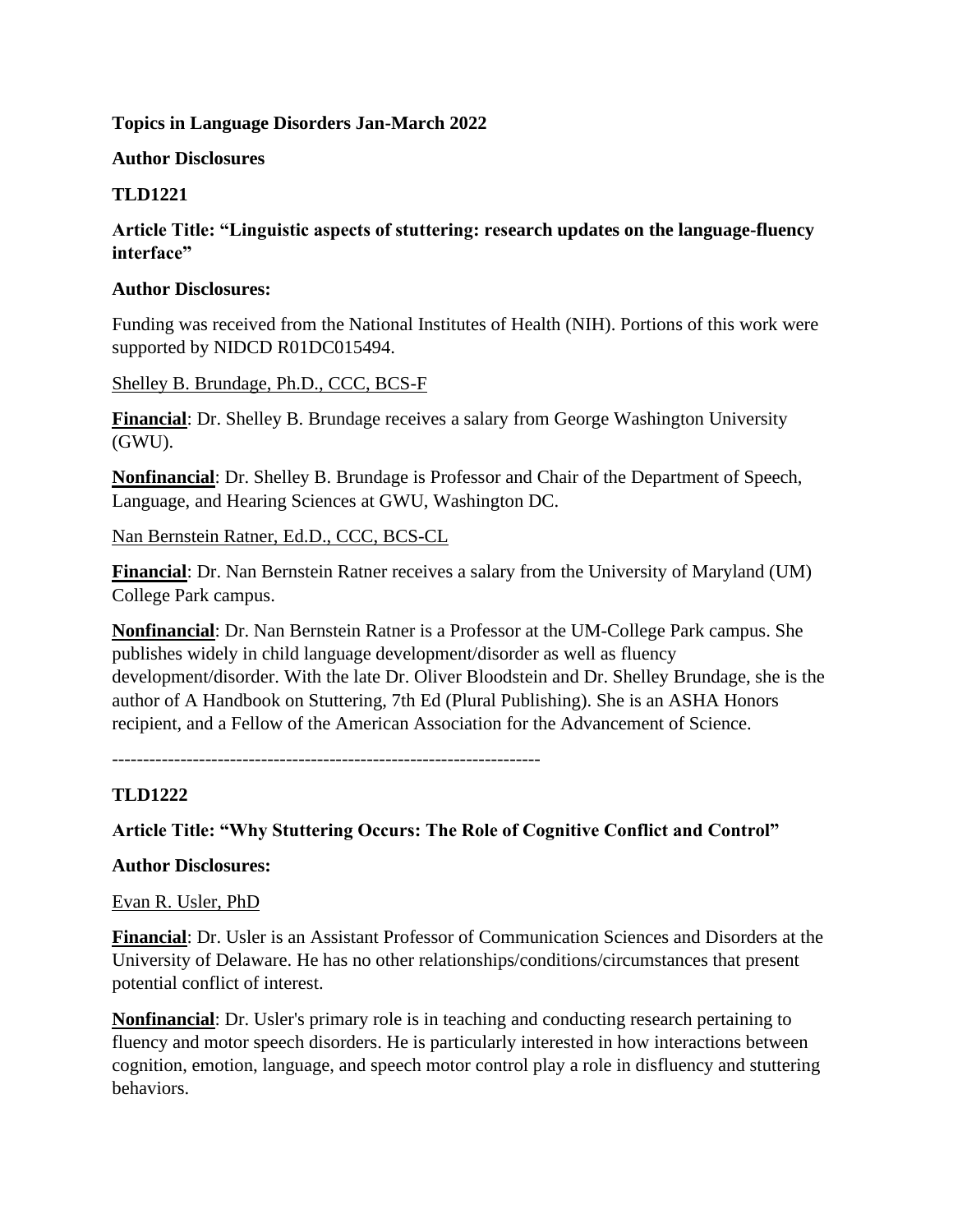**Topics in Language Disorders Jan-March 2022**

**Author Disclosures**

**TLD1221**

**Article Title: "Linguistic aspects of stuttering: research updates on the language-fluency interface"**

**Author Disclosures:**

Funding was received from the National Institutes of Health (NIH). Portions of this work were supported by NIDCD R01DC015494.

Shelley B. Brundage, Ph.D., CCC, BCS-F

**Financial**: Dr. Shelley B. Brundage receives a salary from George Washington University (GWU).

**Nonfinancial**: Dr. Shelley B. Brundage is Professor and Chair of the Department of Speech, Language, and Hearing Sciences at GWU, Washington DC.

Nan Bernstein Ratner, Ed.D., CCC, BCS-CL

**Financial**: Dr. Nan Bernstein Ratner receives a salary from the University of Maryland (UM) College Park campus.

**Nonfinancial**: Dr. Nan Bernstein Ratner is a Professor at the UM-College Park campus. She publishes widely in child language development/disorder as well as fluency development/disorder. With the late Dr. Oliver Bloodstein and Dr. Shelley Brundage, she is the author of A Handbook on Stuttering, 7th Ed (Plural Publishing). She is an ASHA Honors recipient, and a Fellow of the American Association for the Advancement of Science.

---

**TLD1222**

**Article Title: "Why Stuttering Occurs: The Role of Cognitive Conflict and Control"**

**Author Disclosures:**

Evan R. Usler, PhD

**Financial**: Dr. Usler is an Assistant Professor of Communication Sciences and Disorders at the University of Delaware. He has no other relationships/conditions/circumstances that present potential conflict of interest.

**Nonfinancial**: Dr. Usler's primary role is in teaching and conducting research pertaining to fluency and motor speech disorders. He is particularly interested in how interactions between cognition, emotion, language, and speech motor control play a role in disfluency and stuttering behaviors.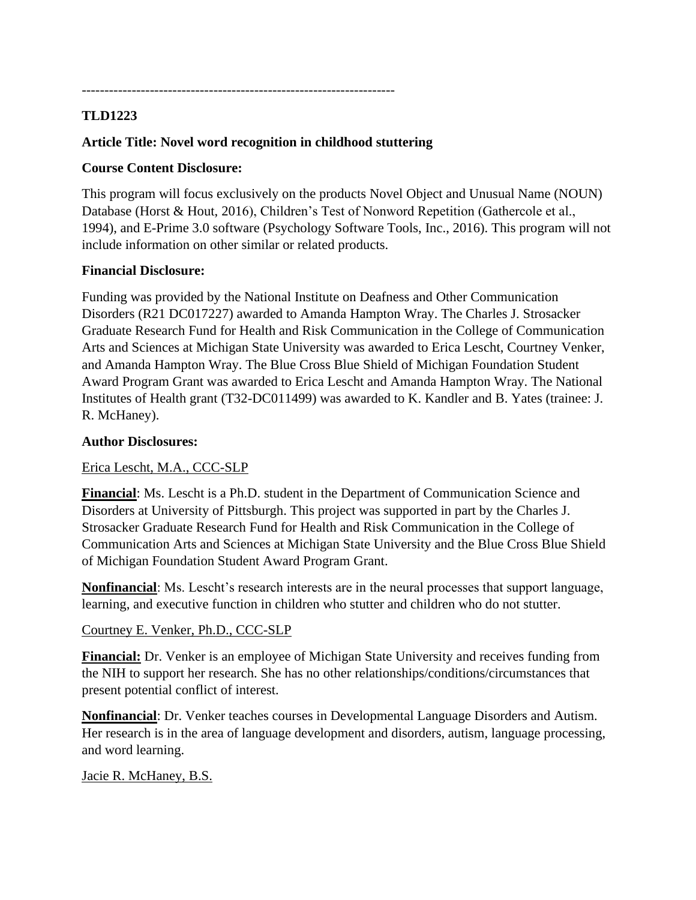-------------------------------------------------------------------

**TLD1223**

**Article Title: Novel word recognition in childhood stuttering**

**Course Content Disclosure:**

This program will focus exclusively on the products Novel Object and Unusual Name (NOUN) Database (Horst & Hout, 2016), Children's Test of Nonword Repetition (Gathercole et al., 1994), and E-Prime 3.0 software (Psychology Software Tools, Inc., 2016). This program will not include information on other similar or related products.

**Financial Disclosure:**

Funding was provided by the National Institute on Deafness and Other Communication Disorders (R21 DC017227) awarded to Amanda Hampton Wray. The Charles J. Strosacker Graduate Research Fund for Health and Risk Communication in the College of Communication Arts and Sciences at Michigan State University was awarded to Erica Lescht, Courtney Venker, and Amanda Hampton Wray. The Blue Cross Blue Shield of Michigan Foundation Student Award Program Grant was awarded to Erica Lescht and Amanda Hampton Wray. The National Institutes of Health grant (T32-DC011499) was awarded to K. Kandler and B. Yates (trainee: J. R. McHaney).

**Author Disclosures:**

Erica Lescht, M.A., CCC-SLP

**Financial**: Ms. Lescht is a Ph.D. student in the Department of Communication Science and Disorders at University of Pittsburgh. This project was supported in part by the Charles J. Strosacker Graduate Research Fund for Health and Risk Communication in the College of Communication Arts and Sciences at Michigan State University and the Blue Cross Blue Shield of Michigan Foundation Student Award Program Grant.

**Nonfinancial**: Ms. Lescht's research interests are in the neural processes that support language, learning, and executive function in children who stutter and children who do not stutter.

Courtney E. Venker, Ph.D., CCC-SLP

**Financial:** Dr. Venker is an employee of Michigan State University and receives funding from the NIH to support her research. She has no other relationships/conditions/circumstances that present potential conflict of interest.

**Nonfinancial**: Dr. Venker teaches courses in Developmental Language Disorders and Autism. Her research is in the area of language development and disorders, autism, language processing, and word learning.

Jacie R. McHaney, B.S.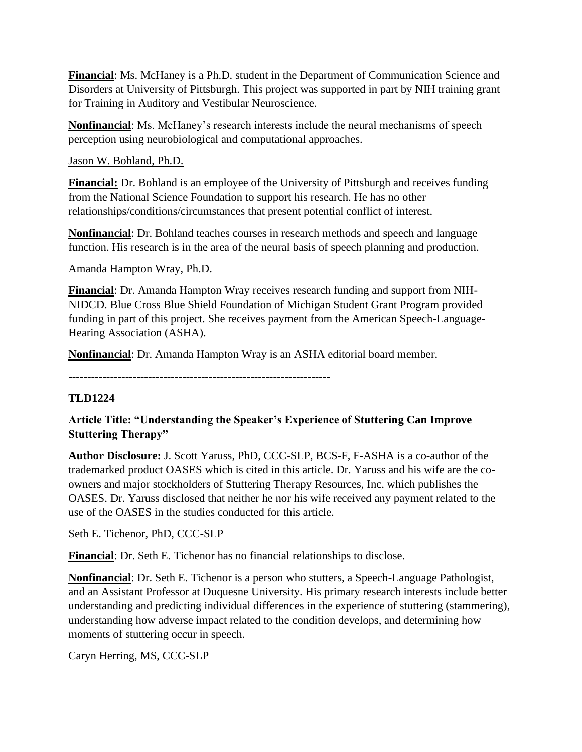**Financial**: Ms. McHaney is a Ph.D. student in the Department of Communication Science and Disorders at University of Pittsburgh. This project was supported in part by NIH training grant for Training in Auditory and Vestibular Neuroscience.

**Nonfinancial**: Ms. McHaney's research interests include the neural mechanisms of speech perception using neurobiological and computational approaches.

Jason W. Bohland, Ph.D.

**Financial:** Dr. Bohland is an employee of the University of Pittsburgh and receives funding from the National Science Foundation to support his research. He has no other relationships/conditions/circumstances that present potential conflict of interest.

**Nonfinancial**: Dr. Bohland teaches courses in research methods and speech and language function. His research is in the area of the neural basis of speech planning and production.

Amanda Hampton Wray, Ph.D.

**Financial**: Dr. Amanda Hampton Wray receives research funding and support from NIH-NIDCD. Blue Cross Blue Shield Foundation of Michigan Student Grant Program provided funding in part of this project. She receives payment from the American Speech-Language-Hearing Association (ASHA).

**Nonfinancial**: Dr. Amanda Hampton Wray is an ASHA editorial board member.

---

**TLD1224**

**Article Title: "Understanding the Speaker's Experience of Stuttering Can Improve Stuttering Therapy"**

**Author Disclosure:** J. Scott Yaruss, PhD, CCC-SLP, BCS-F, F-ASHA is a co-author of the trademarked product OASES which is cited in this article. Dr. Yaruss and his wife are the co-owners and major stockholders of Stuttering Therapy Resources, Inc. which publishes the OASES. Dr. Yaruss disclosed that neither he nor his wife received any payment related to the use of the OASES in the studies conducted for this article.

Seth E. Tichenor, PhD, CCC-SLP

**Financial**: Dr. Seth E. Tichenor has no financial relationships to disclose.

**Nonfinancial**: Dr. Seth E. Tichenor is a person who stutters, a Speech-Language Pathologist, and an Assistant Professor at Duquesne University. His primary research interests include better understanding and predicting individual differences in the experience of stuttering (stammering), understanding how adverse impact related to the condition develops, and determining how moments of stuttering occur in speech.

Caryn Herring, MS, CCC-SLP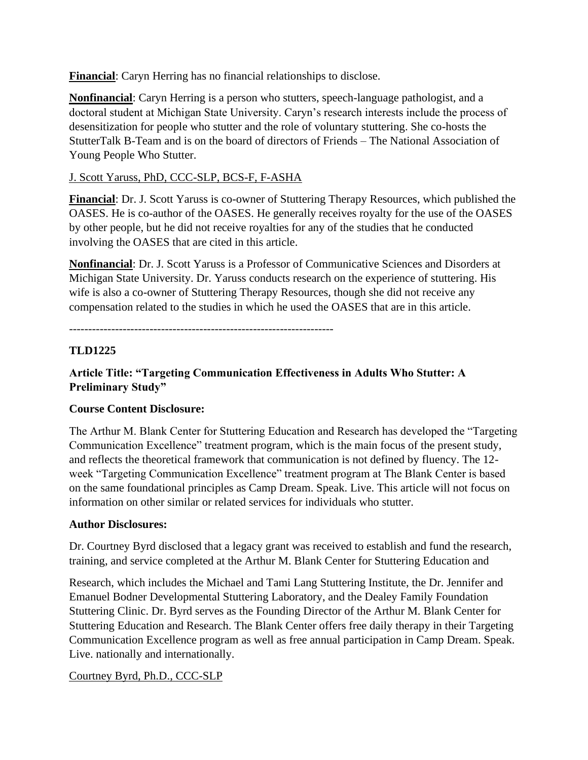**Financial**: Caryn Herring has no financial relationships to disclose.

**Nonfinancial**: Caryn Herring is a person who stutters, speech-language pathologist, and a doctoral student at Michigan State University. Caryn's research interests include the process of desensitization for people who stutter and the role of voluntary stuttering. She co-hosts the StutterTalk B-Team and is on the board of directors of Friends – The National Association of Young People Who Stutter.

J. Scott Yaruss, PhD, CCC-SLP, BCS-F, F-ASHA

**Financial**: Dr. J. Scott Yaruss is co-owner of Stuttering Therapy Resources, which published the OASES. He is co-author of the OASES. He generally receives royalty for the use of the OASES by other people, but he did not receive royalties for any of the studies that he conducted involving the OASES that are cited in this article.

**Nonfinancial**: Dr. J. Scott Yaruss is a Professor of Communicative Sciences and Disorders at Michigan State University. Dr. Yaruss conducts research on the experience of stuttering. His wife is also a co-owner of Stuttering Therapy Resources, though she did not receive any compensation related to the studies in which he used the OASES that are in this article.

---

**TLD1225**

**Article Title: "Targeting Communication Effectiveness in Adults Who Stutter: A Preliminary Study"**

**Course Content Disclosure:**

The Arthur M. Blank Center for Stuttering Education and Research has developed the "Targeting Communication Excellence" treatment program, which is the main focus of the present study, and reflects the theoretical framework that communication is not defined by fluency. The 12-week "Targeting Communication Excellence" treatment program at The Blank Center is based on the same foundational principles as Camp Dream. Speak. Live. This article will not focus on information on other similar or related services for individuals who stutter.

**Author Disclosures:**

Dr. Courtney Byrd disclosed that a legacy grant was received to establish and fund the research, training, and service completed at the Arthur M. Blank Center for Stuttering Education and Research, which includes the Michael and Tami Lang Stuttering Institute, the Dr. Jennifer and Emanuel Bodner Developmental Stuttering Laboratory, and the Dealey Family Foundation Stuttering Clinic. Dr. Byrd serves as the Founding Director of the Arthur M. Blank Center for Stuttering Education and Research. The Blank Center offers free daily therapy in their Targeting Communication Excellence program as well as free annual participation in Camp Dream. Speak. Live. nationally and internationally.

Courtney Byrd, Ph.D., CCC-SLP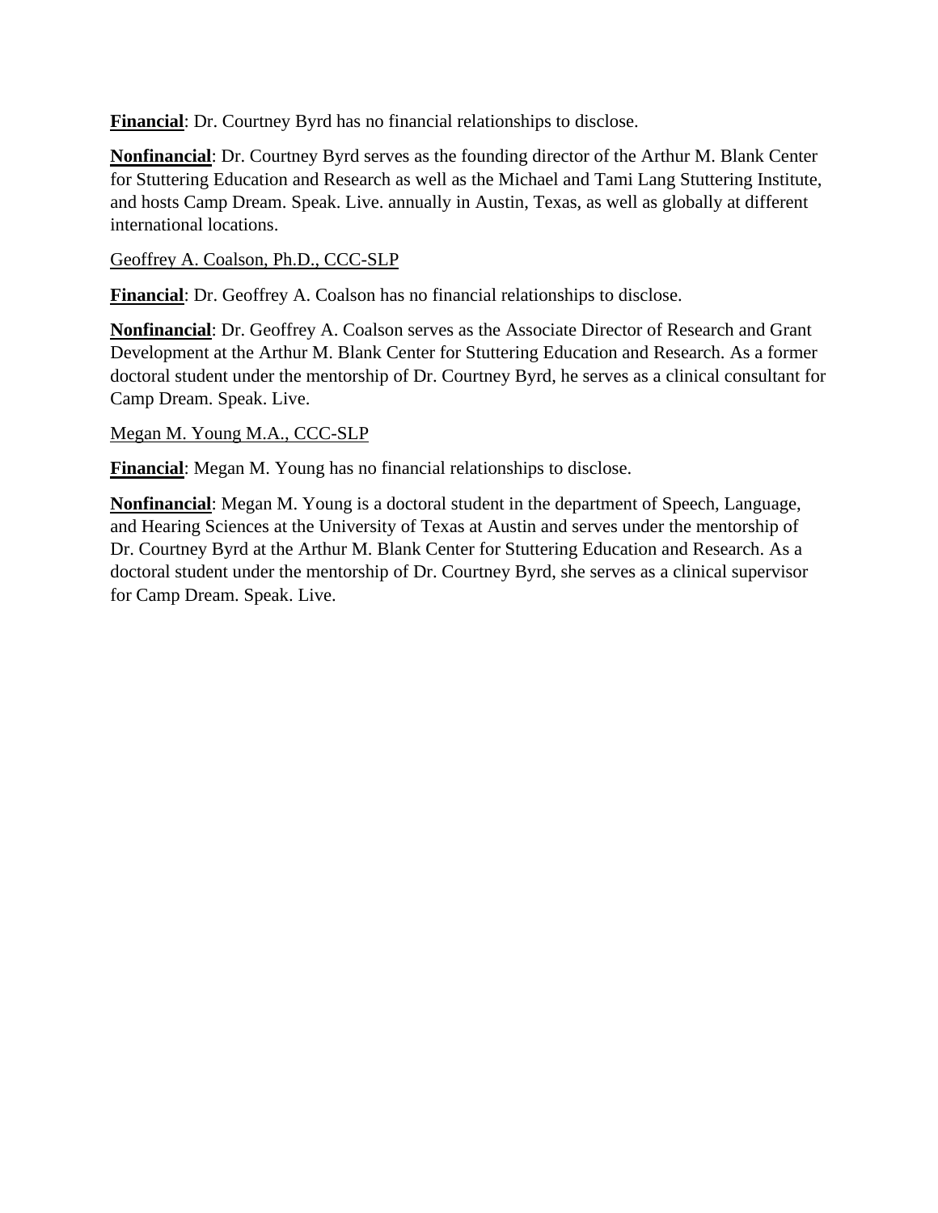**Financial**: Dr. Courtney Byrd has no financial relationships to disclose.

**Nonfinancial**: Dr. Courtney Byrd serves as the founding director of the Arthur M. Blank Center for Stuttering Education and Research as well as the Michael and Tami Lang Stuttering Institute, and hosts Camp Dream. Speak. Live. annually in Austin, Texas, as well as globally at different international locations.

Geoffrey A. Coalson, Ph.D., CCC-SLP

**Financial**: Dr. Geoffrey A. Coalson has no financial relationships to disclose.

**Nonfinancial**: Dr. Geoffrey A. Coalson serves as the Associate Director of Research and Grant Development at the Arthur M. Blank Center for Stuttering Education and Research. As a former doctoral student under the mentorship of Dr. Courtney Byrd, he serves as a clinical consultant for Camp Dream. Speak. Live.

Megan M. Young M.A., CCC-SLP

**Financial**: Megan M. Young has no financial relationships to disclose.

**Nonfinancial**: Megan M. Young is a doctoral student in the department of Speech, Language, and Hearing Sciences at the University of Texas at Austin and serves under the mentorship of Dr. Courtney Byrd at the Arthur M. Blank Center for Stuttering Education and Research. As a doctoral student under the mentorship of Dr. Courtney Byrd, she serves as a clinical supervisor for Camp Dream. Speak. Live.